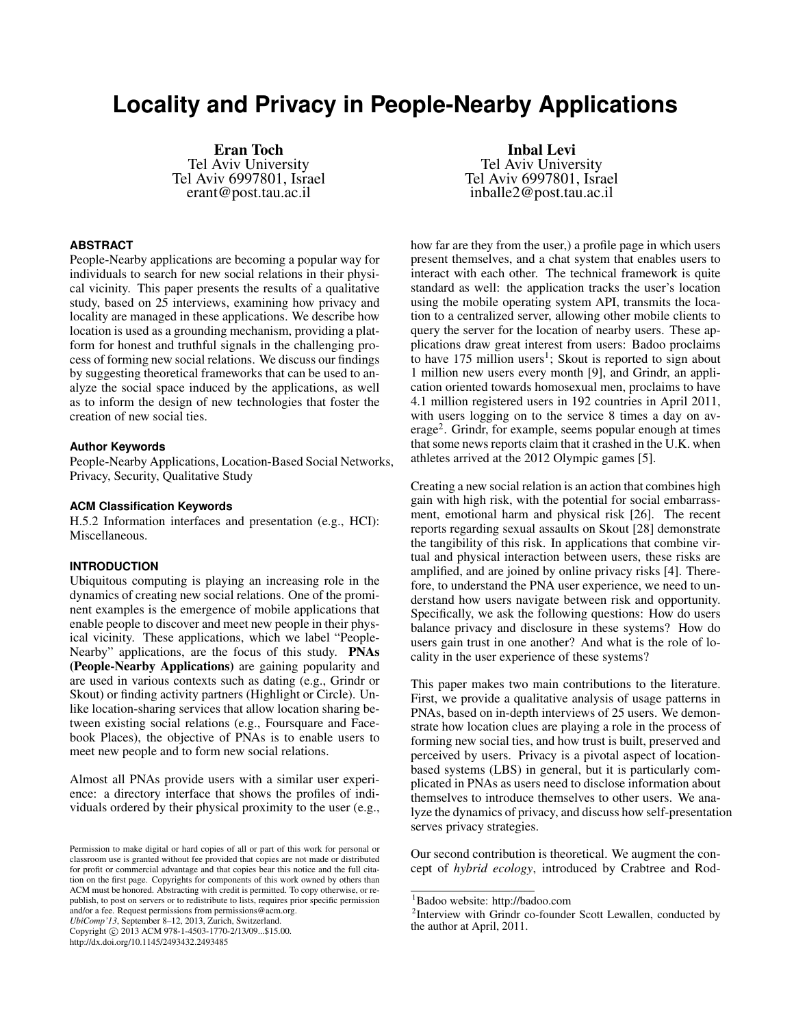# Locality and Privacy in People-Nearby Applications

**Eran Toch**
Tel Aviv University
Tel Aviv 6997801, Israel
erant@post.tau.ac.il

**Inbal Levi**
Tel Aviv University
Tel Aviv 6997801, Israel
inballe2@post.tau.ac.il

## ABSTRACT

People-Nearby applications are becoming a popular way for individuals to search for new social relations in their physical vicinity. This paper presents the results of a qualitative study, based on 25 interviews, examining how privacy and locality are managed in these applications. We describe how location is used as a grounding mechanism, providing a platform for honest and truthful signals in the challenging process of forming new social relations. We discuss our findings by suggesting theoretical frameworks that can be used to analyze the social space induced by the applications, as well as to inform the design of new technologies that foster the creation of new social ties.

### Author Keywords

People-Nearby Applications, Location-Based Social Networks, Privacy, Security, Qualitative Study

### ACM Classification Keywords

H.5.2 Information interfaces and presentation (e.g., HCI): Miscellaneous.

## INTRODUCTION

Ubiquitous computing is playing an increasing role in the dynamics of creating new social relations. One of the prominent examples is the emergence of mobile applications that enable people to discover and meet new people in their physical vicinity. These applications, which we label "People-Nearby" applications, are the focus of this study. **PNAs (People-Nearby Applications)** are gaining popularity and are used in various contexts such as dating (e.g., Grindr or Skout) or finding activity partners (Highlight or Circle). Unlike location-sharing services that allow location sharing between existing social relations (e.g., Foursquare and Facebook Places), the objective of PNAs is to enable users to meet new people and to form new social relations.

Almost all PNAs provide users with a similar user experience: a directory interface that shows the profiles of individuals ordered by their physical proximity to the user (e.g., how far are they from the user,) a profile page in which users present themselves, and a chat system that enables users to interact with each other. The technical framework is quite standard as well: the application tracks the user's location using the mobile operating system API, transmits the location to a centralized server, allowing other mobile clients to query the server for the location of nearby users. These applications draw great interest from users: Badoo proclaims to have 175 million users[1]; Skout is reported to sign about 1 million new users every month [9], and Grindr, an application oriented towards homosexual men, proclaims to have 4.1 million registered users in 192 countries in April 2011, with users logging on to the service 8 times a day on average[2]. Grindr, for example, seems popular enough at times that some news reports claim that it crashed in the U.K. when athletes arrived at the 2012 Olympic games [5].

Creating a new social relation is an action that combines high gain with high risk, with the potential for social embarrassment, emotional harm and physical risk [26]. The recent reports regarding sexual assaults on Skout [28] demonstrate the tangibility of this risk. In applications that combine virtual and physical interaction between users, these risks are amplified, and are joined by online privacy risks [4]. Therefore, to understand the PNA user experience, we need to understand how users navigate between risk and opportunity. Specifically, we ask the following questions: How do users balance privacy and disclosure in these systems? How do users gain trust in one another? And what is the role of locality in the user experience of these systems?

This paper makes two main contributions to the literature. First, we provide a qualitative analysis of usage patterns in PNAs, based on in-depth interviews of 25 users. We demonstrate how location clues are playing a role in the process of forming new social ties, and how trust is built, preserved and perceived by users. Privacy is a pivotal aspect of location-based systems (LBS) in general, but it is particularly complicated in PNAs as users need to disclose information about themselves to introduce themselves to other users. We analyze the dynamics of privacy, and discuss how self-presentation serves privacy strategies.

Our second contribution is theoretical. We augment the concept of *hybrid ecology*, introduced by Crabtree and Rod-

Permission to make digital or hard copies of all or part of this work for personal or classroom use is granted without fee provided that copies are not made or distributed for profit or commercial advantage and that copies bear this notice and the full citation on the first page. Copyrights for components of this work owned by others than ACM must be honored. Abstracting with credit is permitted. To copy otherwise, or republish, to post on servers or to redistribute to lists, requires prior specific permission and/or a fee. Request permissions from permissions@acm.org.
*UbiComp'13*, September 8–12, 2013, Zurich, Switzerland.
Copyright © 2013 ACM 978-1-4503-1770-2/13/09...$15.00.
http://dx.doi.org/10.1145/2493432.2493485

[1] Badoo website: http://badoo.com

[2] Interview with Grindr co-founder Scott Lewallen, conducted by the author at April, 2011.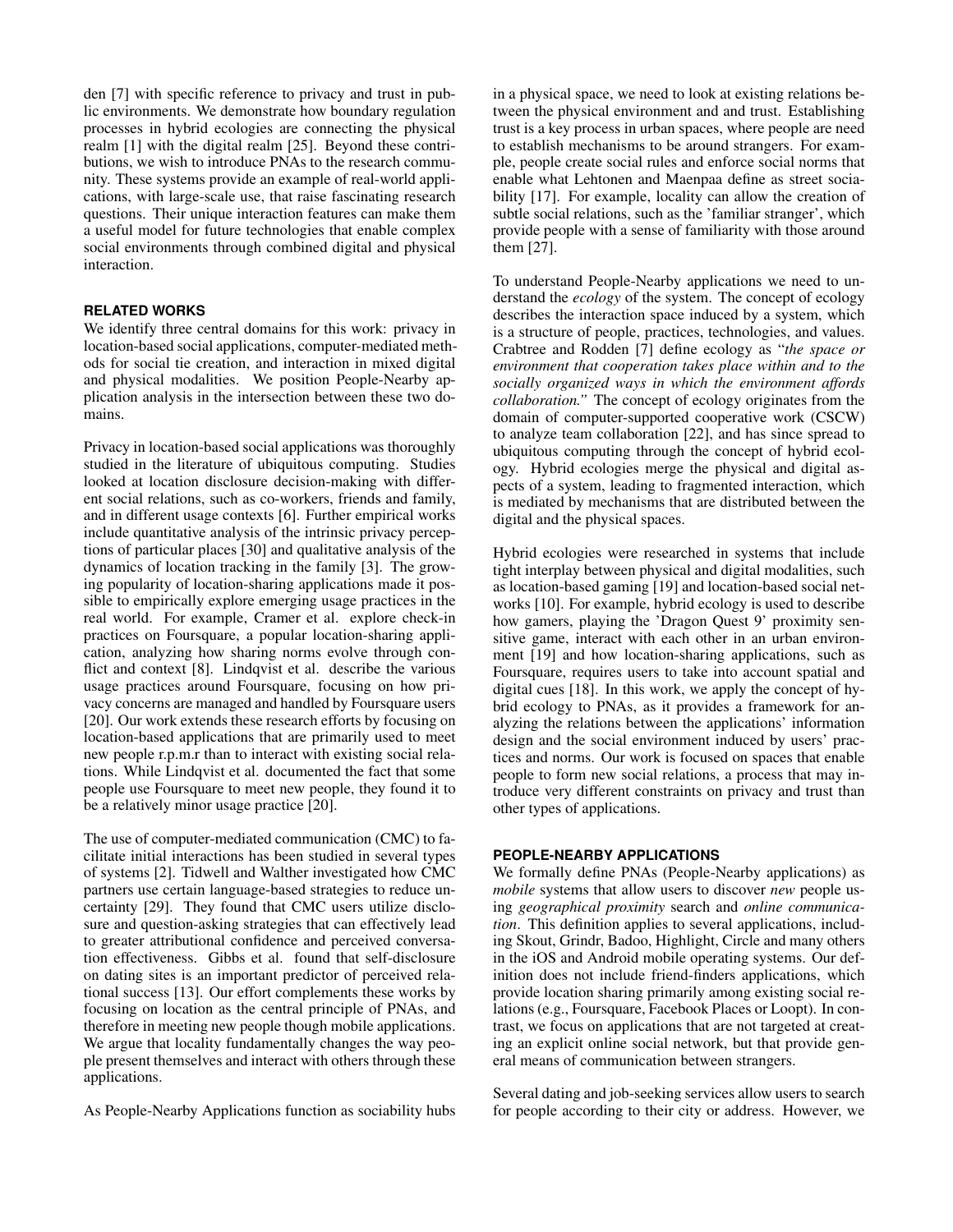den [7] with specific reference to privacy and trust in public environments. We demonstrate how boundary regulation processes in hybrid ecologies are connecting the physical realm [1] with the digital realm [25]. Beyond these contributions, we wish to introduce PNAs to the research community. These systems provide an example of real-world applications, with large-scale use, that raise fascinating research questions. Their unique interaction features can make them a useful model for future technologies that enable complex social environments through combined digital and physical interaction.

## RELATED WORKS

We identify three central domains for this work: privacy in location-based social applications, computer-mediated methods for social tie creation, and interaction in mixed digital and physical modalities. We position People-Nearby application analysis in the intersection between these two domains.

Privacy in location-based social applications was thoroughly studied in the literature of ubiquitous computing. Studies looked at location disclosure decision-making with different social relations, such as co-workers, friends and family, and in different usage contexts [6]. Further empirical works include quantitative analysis of the intrinsic privacy perceptions of particular places [30] and qualitative analysis of the dynamics of location tracking in the family [3]. The growing popularity of location-sharing applications made it possible to empirically explore emerging usage practices in the real world. For example, Cramer et al. explore check-in practices on Foursquare, a popular location-sharing application, analyzing how sharing norms evolve through conflict and context [8]. Lindqvist et al. describe the various usage practices around Foursquare, focusing on how privacy concerns are managed and handled by Foursquare users [20]. Our work extends these research efforts by focusing on location-based applications that are primarily used to meet new people r.p.m.r than to interact with existing social relations. While Lindqvist et al. documented the fact that some people use Foursquare to meet new people, they found it to be a relatively minor usage practice [20].

The use of computer-mediated communication (CMC) to facilitate initial interactions has been studied in several types of systems [2]. Tidwell and Walther investigated how CMC partners use certain language-based strategies to reduce uncertainty [29]. They found that CMC users utilize disclosure and question-asking strategies that can effectively lead to greater attributional confidence and perceived conversation effectiveness. Gibbs et al. found that self-disclosure on dating sites is an important predictor of perceived relational success [13]. Our effort complements these works by focusing on location as the central principle of PNAs, and therefore in meeting new people though mobile applications. We argue that locality fundamentally changes the way people present themselves and interact with others through these applications.

As People-Nearby Applications function as sociability hubs in a physical space, we need to look at existing relations between the physical environment and and trust. Establishing trust is a key process in urban spaces, where people are need to establish mechanisms to be around strangers. For example, people create social rules and enforce social norms that enable what Lehtonen and Maenpaa define as street sociability [17]. For example, locality can allow the creation of subtle social relations, such as the 'familiar stranger', which provide people with a sense of familiarity with those around them [27].

To understand People-Nearby applications we need to understand the *ecology* of the system. The concept of ecology describes the interaction space induced by a system, which is a structure of people, practices, technologies, and values. Crabtree and Rodden [7] define ecology as "*the space or environment that cooperation takes place within and to the socially organized ways in which the environment affords collaboration.*" The concept of ecology originates from the domain of computer-supported cooperative work (CSCW) to analyze team collaboration [22], and has since spread to ubiquitous computing through the concept of hybrid ecology. Hybrid ecologies merge the physical and digital aspects of a system, leading to fragmented interaction, which is mediated by mechanisms that are distributed between the digital and the physical spaces.

Hybrid ecologies were researched in systems that include tight interplay between physical and digital modalities, such as location-based gaming [19] and location-based social networks [10]. For example, hybrid ecology is used to describe how gamers, playing the 'Dragon Quest 9' proximity sensitive game, interact with each other in an urban environment [19] and how location-sharing applications, such as Foursquare, requires users to take into account spatial and digital cues [18]. In this work, we apply the concept of hybrid ecology to PNAs, as it provides a framework for analyzing the relations between the applications' information design and the social environment induced by users' practices and norms. Our work is focused on spaces that enable people to form new social relations, a process that may introduce very different constraints on privacy and trust than other types of applications.

## PEOPLE-NEARBY APPLICATIONS

We formally define PNAs (People-Nearby applications) as *mobile* systems that allow users to discover *new* people using *geographical proximity* search and *online communication*. This definition applies to several applications, including Skout, Grindr, Badoo, Highlight, Circle and many others in the iOS and Android mobile operating systems. Our definition does not include friend-finders applications, which provide location sharing primarily among existing social relations (e.g., Foursquare, Facebook Places or Loopt). In contrast, we focus on applications that are not targeted at creating an explicit online social network, but that provide general means of communication between strangers.

Several dating and job-seeking services allow users to search for people according to their city or address. However, we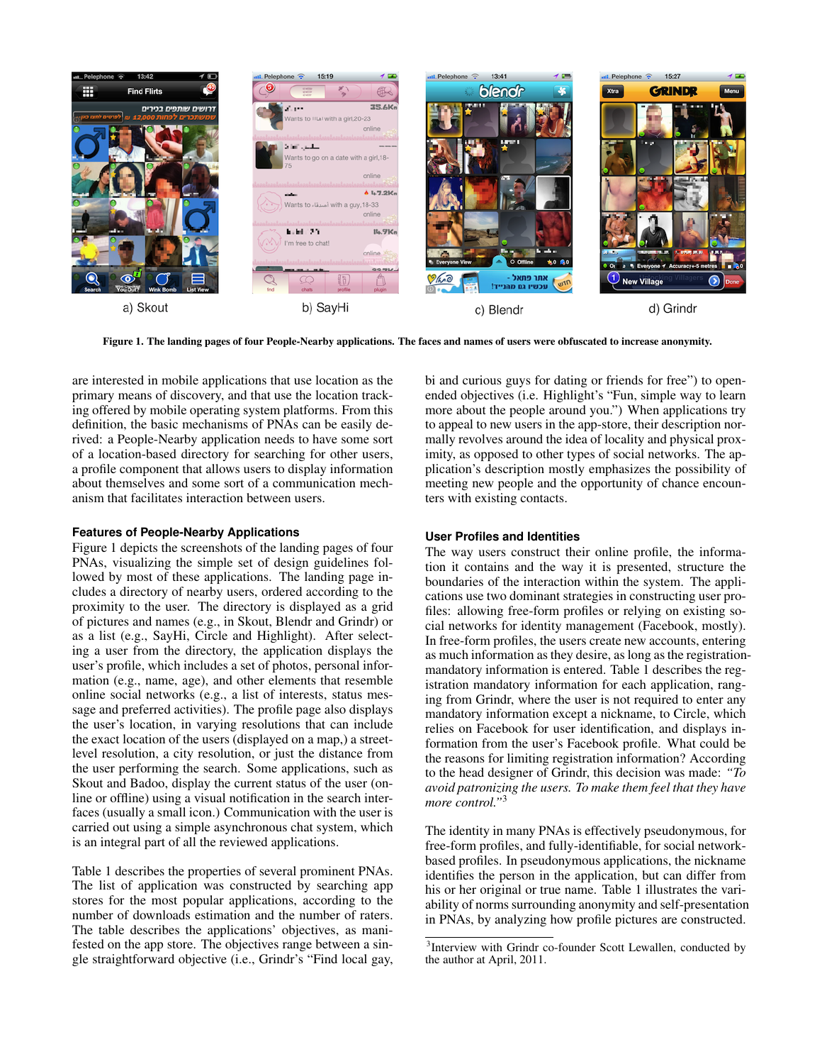a) Skout

b) SayHi

c) Blendr

d) Grindr

**Figure 1. The landing pages of four People-Nearby applications. The faces and names of users were obfuscated to increase anonymity.**

are interested in mobile applications that use location as the primary means of discovery, and that use the location tracking offered by mobile operating system platforms. From this definition, the basic mechanisms of PNAs can be easily derived: a People-Nearby application needs to have some sort of a location-based directory for searching for other users, a profile component that allows users to display information about themselves and some sort of a communication mechanism that facilitates interaction between users.

### Features of People-Nearby Applications

Figure 1 depicts the screenshots of the landing pages of four PNAs, visualizing the simple set of design guidelines followed by most of these applications. The landing page includes a directory of nearby users, ordered according to the proximity to the user. The directory is displayed as a grid of pictures and names (e.g., in Skout, Blendr and Grindr) or as a list (e.g., SayHi, Circle and Highlight). After selecting a user from the directory, the application displays the user's profile, which includes a set of photos, personal information (e.g., name, age), and other elements that resemble online social networks (e.g., a list of interests, status message and preferred activities). The profile page also displays the user's location, in varying resolutions that can include the exact location of the users (displayed on a map,) a street-level resolution, a city resolution, or just the distance from the user performing the search. Some applications, such as Skout and Badoo, display the current status of the user (online or offline) using a visual notification in the search interfaces (usually a small icon.) Communication with the user is carried out using a simple asynchronous chat system, which is an integral part of all the reviewed applications.

Table 1 describes the properties of several prominent PNAs. The list of application was constructed by searching app stores for the most popular applications, according to the number of downloads estimation and the number of raters. The table describes the applications' objectives, as manifested on the app store. The objectives range between a single straightforward objective (i.e., Grindr's "Find local gay, bi and curious guys for dating or friends for free") to open-ended objectives (i.e. Highlight's "Fun, simple way to learn more about the people around you.") When applications try to appeal to new users in the app-store, their description normally revolves around the idea of locality and physical proximity, as opposed to other types of social networks. The application's description mostly emphasizes the possibility of meeting new people and the opportunity of chance encounters with existing contacts.

### User Profiles and Identities

The way users construct their online profile, the information it contains and the way it is presented, structure the boundaries of the interaction within the system. The applications use two dominant strategies in constructing user profiles: allowing free-form profiles or relying on existing social networks for identity management (Facebook, mostly). In free-form profiles, the users create new accounts, entering as much information as they desire, as long as the registration-mandatory information is entered. Table 1 describes the registration mandatory information for each application, ranging from Grindr, where the user is not required to enter any mandatory information except a nickname, to Circle, which relies on Facebook for user identification, and displays information from the user's Facebook profile. What could be the reasons for limiting registration information? According to the head designer of Grindr, this decision was made: *"To avoid patronizing the users. To make them feel that they have more control."*[3]

The identity in many PNAs is effectively pseudonymous, for free-form profiles, and fully-identifiable, for social network-based profiles. In pseudonymous applications, the nickname identifies the person in the application, but can differ from his or her original or true name. Table 1 illustrates the variability of norms surrounding anonymity and self-presentation in PNAs, by analyzing how profile pictures are constructed.

[3] Interview with Grindr co-founder Scott Lewallen, conducted by the author at April, 2011.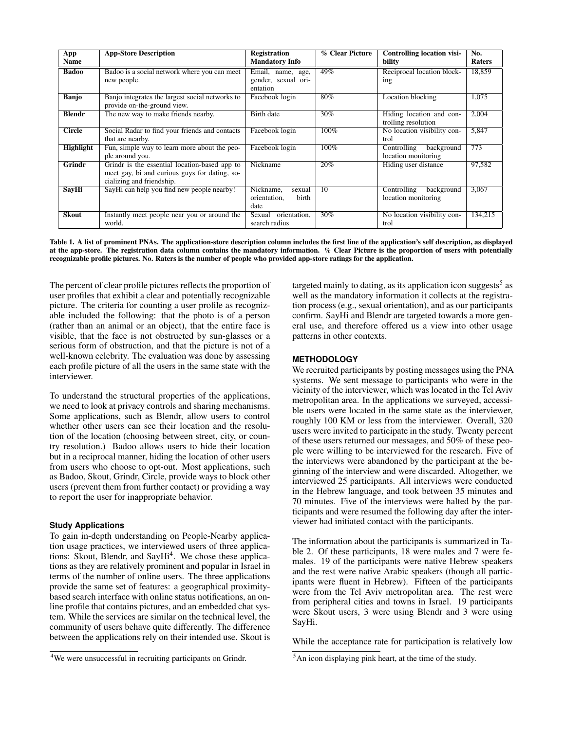| App Name | App-Store Description | Registration Mandatory Info | % Clear Picture | Controlling location visibility | No. Raters |
|---|---|---|---|---|---|
| **Badoo** | Badoo is a social network where you can meet new people. | Email, name, age, gender, sexual orientation | 49% | Reciprocal location blocking | 18,859 |
| **Banjo** | Banjo integrates the largest social networks to provide on-the-ground view. | Facebook login | 80% | Location blocking | 1,075 |
| **Blendr** | The new way to make friends nearby. | Birth date | 30% | Hiding location and controlling resolution | 2,004 |
| **Circle** | Social Radar to find your friends and contacts that are nearby. | Facebook login | 100% | No location visibility control | 5,847 |
| **Highlight** | Fun, simple way to learn more about the people around you. | Facebook login | 100% | Controlling background location monitoring | 773 |
| **Grindr** | Grindr is the essential location-based app to meet gay, bi and curious guys for dating, socializing and friendship. | Nickname | 20% | Hiding user distance | 97,582 |
| **SayHi** | SayHi can help you find new people nearby! | Nickname, sexual orientation, birth date | 10 | Controlling background location monitoring | 3,067 |
| **Skout** | Instantly meet people near you or around the world. | Sexual orientation, search radius | 30% | No location visibility control | 134,215 |

**Table 1. A list of prominent PNAs. The application-store description column includes the first line of the application's self description, as displayed at the app-store. The registration data column contains the mandatory information. % Clear Picture is the proportion of users with potentially recognizable profile pictures. No. Raters is the number of people who provided app-store ratings for the application.**

The percent of clear profile pictures reflects the proportion of user profiles that exhibit a clear and potentially recognizable picture. The criteria for counting a user profile as recognizable included the following: that the photo is of a person (rather than an animal or an object), that the entire face is visible, that the face is not obstructed by sun-glasses or a serious form of obstruction, and that the picture is not of a well-known celebrity. The evaluation was done by assessing each profile picture of all the users in the same state with the interviewer.

To understand the structural properties of the applications, we need to look at privacy controls and sharing mechanisms. Some applications, such as Blendr, allow users to control whether other users can see their location and the resolution of the location (choosing between street, city, or country resolution.) Badoo allows users to hide their location but in a reciprocal manner, hiding the location of other users from users who choose to opt-out. Most applications, such as Badoo, Skout, Grindr, Circle, provide ways to block other users (prevent them from further contact) or providing a way to report the user for inappropriate behavior.

### Study Applications

To gain in-depth understanding on People-Nearby application usage practices, we interviewed users of three applications: Skout, Blendr, and SayHi[4]. We chose these applications as they are relatively prominent and popular in Israel in terms of the number of online users. The three applications provide the same set of features: a geographical proximity-based search interface with online status notifications, an online profile that contains pictures, and an embedded chat system. While the services are similar on the technical level, the community of users behave quite differently. The difference between the applications rely on their intended use. Skout is targeted mainly to dating, as its application icon suggests[5] as well as the mandatory information it collects at the registration process (e.g., sexual orientation), and as our participants confirm. SayHi and Blendr are targeted towards a more general use, and therefore offered us a view into other usage patterns in other contexts.

## METHODOLOGY

We recruited participants by posting messages using the PNA systems. We sent message to participants who were in the vicinity of the interviewer, which was located in the Tel Aviv metropolitan area. In the applications we surveyed, accessible users were located in the same state as the interviewer, roughly 100 KM or less from the interviewer. Overall, 320 users were invited to participate in the study. Twenty percent of these users returned our messages, and 50% of these people were willing to be interviewed for the research. Five of the interviews were abandoned by the participant at the beginning of the interview and were discarded. Altogether, we interviewed 25 participants. All interviews were conducted in the Hebrew language, and took between 35 minutes and 70 minutes. Five of the interviews were halted by the participants and were resumed the following day after the interviewer had initiated contact with the participants.

The information about the participants is summarized in Table 2. Of these participants, 18 were males and 7 were females. 19 of the participants were native Hebrew speakers and the rest were native Arabic speakers (though all participants were fluent in Hebrew). Fifteen of the participants were from the Tel Aviv metropolitan area. The rest were from peripheral cities and towns in Israel. 19 participants were Skout users, 3 were using Blendr and 3 were using SayHi.

While the acceptance rate for participation is relatively low

[4] We were unsuccessful in recruiting participants on Grindr.

[5] An icon displaying pink heart, at the time of the study.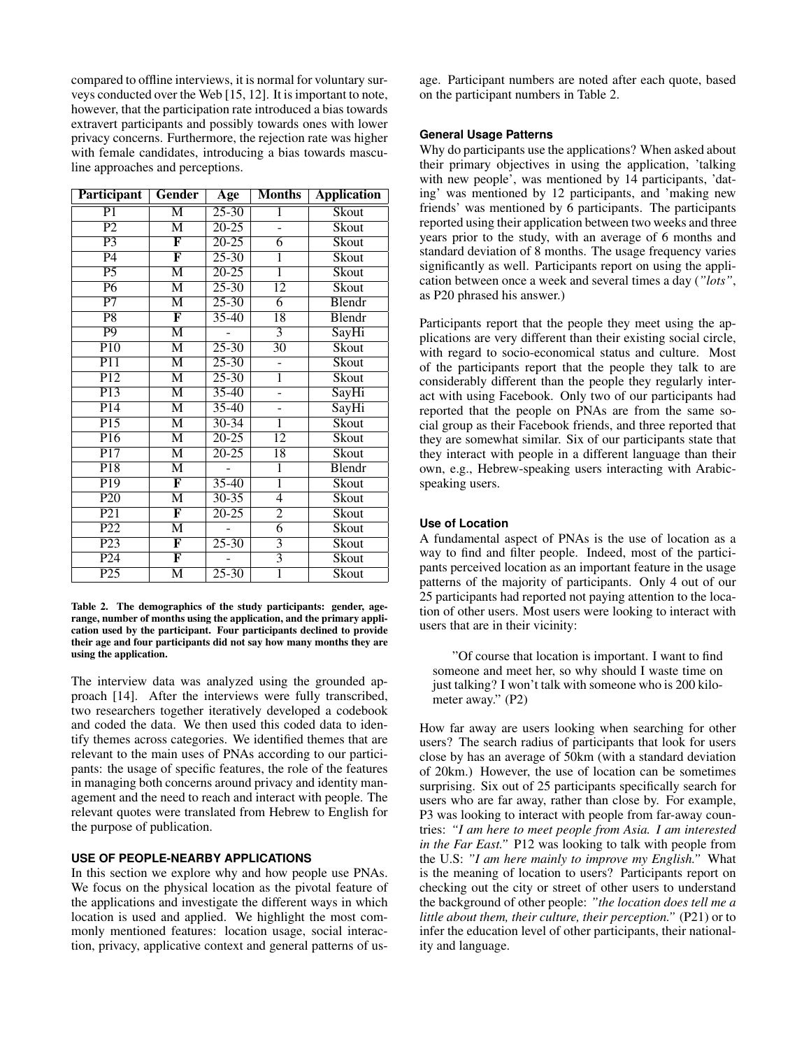compared to offline interviews, it is normal for voluntary surveys conducted over the Web [15, 12]. It is important to note, however, that the participation rate introduced a bias towards extravert participants and possibly towards ones with lower privacy concerns. Furthermore, the rejection rate was higher with female candidates, introducing a bias towards masculine approaches and perceptions.

| Participant | Gender | Age | Months | Application |
|---|---|---|---|---|
| P1 | M | 25-30 | 1 | Skout |
| P2 | M | 20-25 | - | Skout |
| P3 | **F** | 20-25 | 6 | Skout |
| P4 | **F** | 25-30 | 1 | Skout |
| P5 | M | 20-25 | 1 | Skout |
| P6 | M | 25-30 | 12 | Skout |
| P7 | M | 25-30 | 6 | Blendr |
| P8 | **F** | 35-40 | 18 | Blendr |
| P9 | M | - | 3 | SayHi |
| P10 | M | 25-30 | 30 | Skout |
| P11 | M | 25-30 | - | Skout |
| P12 | M | 25-30 | 1 | Skout |
| P13 | M | 35-40 | - | SayHi |
| P14 | M | 35-40 | - | SayHi |
| P15 | M | 30-34 | 1 | Skout |
| P16 | M | 20-25 | 12 | Skout |
| P17 | M | 20-25 | 18 | Skout |
| P18 | M | - | 1 | Blendr |
| P19 | **F** | 35-40 | 1 | Skout |
| P20 | M | 30-35 | 4 | Skout |
| P21 | **F** | 20-25 | 2 | Skout |
| P22 | M | - | 6 | Skout |
| P23 | **F** | 25-30 | 3 | Skout |
| P24 | **F** | - | 3 | Skout |
| P25 | M | 25-30 | 1 | Skout |

**Table 2. The demographics of the study participants: gender, age-range, number of months using the application, and the primary application used by the participant. Four participants declined to provide their age and four participants did not say how many months they are using the application.**

The interview data was analyzed using the grounded approach [14]. After the interviews were fully transcribed, two researchers together iteratively developed a codebook and coded the data. We then used this coded data to identify themes across categories. We identified themes that are relevant to the main uses of PNAs according to our participants: the usage of specific features, the role of the features in managing both concerns around privacy and identity management and the need to reach and interact with people. The relevant quotes were translated from Hebrew to English for the purpose of publication.

## USE OF PEOPLE-NEARBY APPLICATIONS

In this section we explore why and how people use PNAs. We focus on the physical location as the pivotal feature of the applications and investigate the different ways in which location is used and applied. We highlight the most commonly mentioned features: location usage, social interaction, privacy, applicative context and general patterns of usage. Participant numbers are noted after each quote, based on the participant numbers in Table 2.

### General Usage Patterns

Why do participants use the applications? When asked about their primary objectives in using the application, 'talking with new people', was mentioned by 14 participants, 'dating' was mentioned by 12 participants, and 'making new friends' was mentioned by 6 participants. The participants reported using their application between two weeks and three years prior to the study, with an average of 6 months and standard deviation of 8 months. The usage frequency varies significantly as well. Participants report on using the application between once a week and several times a day (*"lots"*, as P20 phrased his answer.)

Participants report that the people they meet using the applications are very different than their existing social circle, with regard to socio-economical status and culture. Most of the participants report that the people they talk to are considerably different than the people they regularly interact with using Facebook. Only two of our participants had reported that the people on PNAs are from the same social group as their Facebook friends, and three reported that they are somewhat similar. Six of our participants state that they interact with people in a different language than their own, e.g., Hebrew-speaking users interacting with Arabic-speaking users.

### Use of Location

A fundamental aspect of PNAs is the use of location as a way to find and filter people. Indeed, most of the participants perceived location as an important feature in the usage patterns of the majority of participants. Only 4 out of our 25 participants had reported not paying attention to the location of other users. Most users were looking to interact with users that are in their vicinity:

> "Of course that location is important. I want to find someone and meet her, so why should I waste time on just talking? I won't talk with someone who is 200 kilometer away." (P2)

How far away are users looking when searching for other users? The search radius of participants that look for users close by has an average of 50km (with a standard deviation of 20km.) However, the use of location can be sometimes surprising. Six out of 25 participants specifically search for users who are far away, rather than close by. For example, P3 was looking to interact with people from far-away countries: *"I am here to meet people from Asia. I am interested in the Far East."* P12 was looking to talk with people from the U.S: *"I am here mainly to improve my English."* What is the meaning of location to users? Participants report on checking out the city or street of other users to understand the background of other people: *"the location does tell me a little about them, their culture, their perception."* (P21) or to infer the education level of other participants, their nationality and language.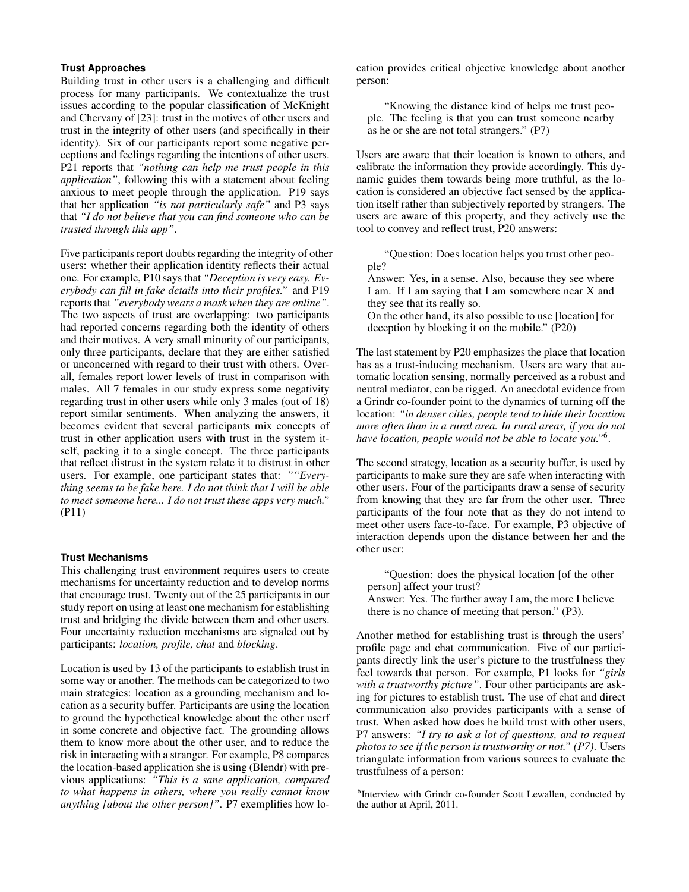### Trust Approaches

Building trust in other users is a challenging and difficult process for many participants. We contextualize the trust issues according to the popular classification of McKnight and Chervany of [23]: trust in the motives of other users and trust in the integrity of other users (and specifically in their identity). Six of our participants report some negative perceptions and feelings regarding the intentions of other users. P21 reports that *"nothing can help me trust people in this application"*, following this with a statement about feeling anxious to meet people through the application. P19 says that her application *"is not particularly safe"* and P3 says that *"I do not believe that you can find someone who can be trusted through this app"*.

Five participants report doubts regarding the integrity of other users: whether their application identity reflects their actual one. For example, P10 says that *"Deception is very easy. Everybody can fill in fake details into their profiles."* and P19 reports that *"everybody wears a mask when they are online"*. The two aspects of trust are overlapping: two participants had reported concerns regarding both the identity of others and their motives. A very small minority of our participants, only three participants, declare that they are either satisfied or unconcerned with regard to their trust with others. Overall, females report lower levels of trust in comparison with males. All 7 females in our study express some negativity regarding trust in other users while only 3 males (out of 18) report similar sentiments. When analyzing the answers, it becomes evident that several participants mix concepts of trust in other application users with trust in the system itself, packing it to a single concept. The three participants that reflect distrust in the system relate it to distrust in other users. For example, one participant states that: *""Everything seems to be fake here. I do not think that I will be able to meet someone here... I do not trust these apps very much."* (P11)

### Trust Mechanisms

This challenging trust environment requires users to create mechanisms for uncertainty reduction and to develop norms that encourage trust. Twenty out of the 25 participants in our study report on using at least one mechanism for establishing trust and bridging the divide between them and other users. Four uncertainty reduction mechanisms are signaled out by participants: *location, profile, chat* and *blocking*.

Location is used by 13 of the participants to establish trust in some way or another. The methods can be categorized to two main strategies: location as a grounding mechanism and location as a security buffer. Participants are using the location to ground the hypothetical knowledge about the other userf in some concrete and objective fact. The grounding allows them to know more about the other user, and to reduce the risk in interacting with a stranger. For example, P8 compares the location-based application she is using (Blendr) with previous applications: *"This is a sane application, compared to what happens in others, where you really cannot know anything [about the other person]"*. P7 exemplifies how location provides critical objective knowledge about another person:

> "Knowing the distance kind of helps me trust people. The feeling is that you can trust someone nearby as he or she are not total strangers." (P7)

Users are aware that their location is known to others, and calibrate the information they provide accordingly. This dynamic guides them towards being more truthful, as the location is considered an objective fact sensed by the application itself rather than subjectively reported by strangers. The users are aware of this property, and they actively use the tool to convey and reflect trust, P20 answers:

> "Question: Does location helps you trust other people?
> Answer: Yes, in a sense. Also, because they see where I am. If I am saying that I am somewhere near X and they see that its really so.
> On the other hand, its also possible to use [location] for deception by blocking it on the mobile." (P20)

The last statement by P20 emphasizes the place that location has as a trust-inducing mechanism. Users are wary that automatic location sensing, normally perceived as a robust and neutral mediator, can be rigged. An anecdotal evidence from a Grindr co-founder point to the dynamics of turning off the location: *"in denser cities, people tend to hide their location more often than in a rural area. In rural areas, if you do not have location, people would not be able to locate you."*[6].

The second strategy, location as a security buffer, is used by participants to make sure they are safe when interacting with other users. Four of the participants draw a sense of security from knowing that they are far from the other user. Three participants of the four note that as they do not intend to meet other users face-to-face. For example, P3 objective of interaction depends upon the distance between her and the other user:

> "Question: does the physical location [of the other person] affect your trust?
> Answer: Yes. The further away I am, the more I believe there is no chance of meeting that person." (P3).

Another method for establishing trust is through the users' profile page and chat communication. Five of our participants directly link the user's picture to the trustfulness they feel towards that person. For example, P1 looks for *"girls with a trustworthy picture"*. Four other participants are asking for pictures to establish trust. The use of chat and direct communication also provides participants with a sense of trust. When asked how does he build trust with other users, P7 answers: *"I try to ask a lot of questions, and to request photos to see if the person is trustworthy or not." (P7)*. Users triangulate information from various sources to evaluate the trustfulness of a person:

[6] Interview with Grindr co-founder Scott Lewallen, conducted by the author at April, 2011.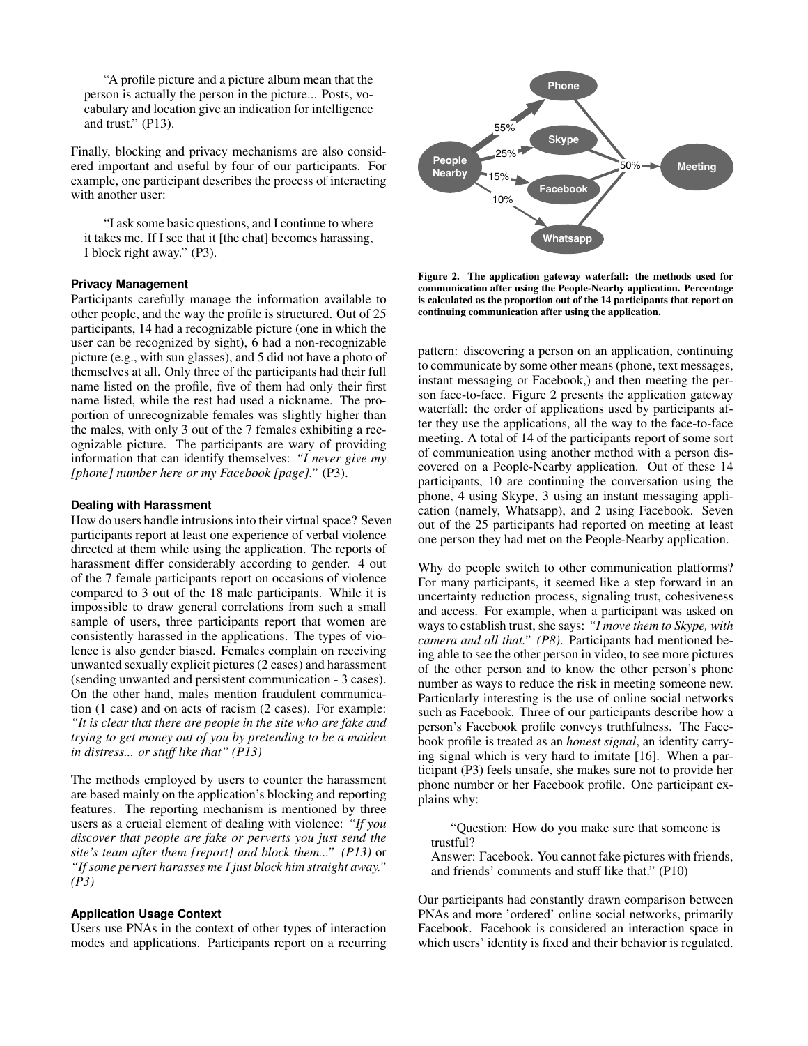"A profile picture and a picture album mean that the person is actually the person in the picture... Posts, vocabulary and location give an indication for intelligence and trust." (P13).

Finally, blocking and privacy mechanisms are also considered important and useful by four of our participants. For example, one participant describes the process of interacting with another user:

"I ask some basic questions, and I continue to where it takes me. If I see that it [the chat] becomes harassing, I block right away." (P3).

### Privacy Management

Participants carefully manage the information available to other people, and the way the profile is structured. Out of 25 participants, 14 had a recognizable picture (one in which the user can be recognized by sight), 6 had a non-recognizable picture (e.g., with sun glasses), and 5 did not have a photo of themselves at all. Only three of the participants had their full name listed on the profile, five of them had only their first name listed, while the rest had used a nickname. The proportion of unrecognizable females was slightly higher than the males, with only 3 out of the 7 females exhibiting a recognizable picture. The participants are wary of providing information that can identify themselves: *"I never give my [phone] number here or my Facebook [page]."* (P3).

### Dealing with Harassment

How do users handle intrusions into their virtual space? Seven participants report at least one experience of verbal violence directed at them while using the application. The reports of harassment differ considerably according to gender. 4 out of the 7 female participants report on occasions of violence compared to 3 out of the 18 male participants. While it is impossible to draw general correlations from such a small sample of users, three participants report that women are consistently harassed in the applications. The types of violence is also gender biased. Females complain on receiving unwanted sexually explicit pictures (2 cases) and harassment (sending unwanted and persistent communication - 3 cases). On the other hand, males mention fraudulent communication (1 case) and on acts of racism (2 cases). For example: *"It is clear that there are people in the site who are fake and trying to get money out of you by pretending to be a maiden in distress... or stuff like that" (P13)*

The methods employed by users to counter the harassment are based mainly on the application's blocking and reporting features. The reporting mechanism is mentioned by three users as a crucial element of dealing with violence: *"If you discover that people are fake or perverts you just send the site's team after them [report] and block them..." (P13)* or *"If some pervert harasses me I just block him straight away." (P3)*

### Application Usage Context

Users use PNAs in the context of other types of interaction modes and applications. Participants report on a recurring pattern: discovering a person on an application, continuing to communicate by some other means (phone, text messages, instant messaging or Facebook,) and then meeting the person face-to-face. Figure 2 presents the application gateway waterfall: the order of applications used by participants after they use the applications, all the way to the face-to-face meeting. A total of 14 of the participants report of some sort of communication using another method with a person discovered on a People-Nearby application. Out of these 14 participants, 10 are continuing the conversation using the phone, 4 using Skype, 3 using an instant messaging application (namely, Whatsapp), and 2 using Facebook. Seven out of the 25 participants had reported on meeting at least one person they had met on the People-Nearby application.

**Figure 2. The application gateway waterfall: the methods used for communication after using the People-Nearby application. Percentage is calculated as the proportion out of the 14 participants that report on continuing communication after using the application.**

Why do people switch to other communication platforms? For many participants, it seemed like a step forward in an uncertainty reduction process, signaling trust, cohesiveness and access. For example, when a participant was asked on ways to establish trust, she says: *"I move them to Skype, with camera and all that." (P8).* Participants had mentioned being able to see the other person in video, to see more pictures of the other person and to know the other person's phone number as ways to reduce the risk in meeting someone new. Particularly interesting is the use of online social networks such as Facebook. Three of our participants describe how a person's Facebook profile conveys truthfulness. The Facebook profile is treated as an *honest signal*, an identity carrying signal which is very hard to imitate [16]. When a participant (P3) feels unsafe, she makes sure not to provide her phone number or her Facebook profile. One participant explains why:

"Question: How do you make sure that someone is trustful?
Answer: Facebook. You cannot fake pictures with friends, and friends' comments and stuff like that." (P10)

Our participants had constantly drawn comparison between PNAs and more 'ordered' online social networks, primarily Facebook. Facebook is considered an interaction space in which users' identity is fixed and their behavior is regulated.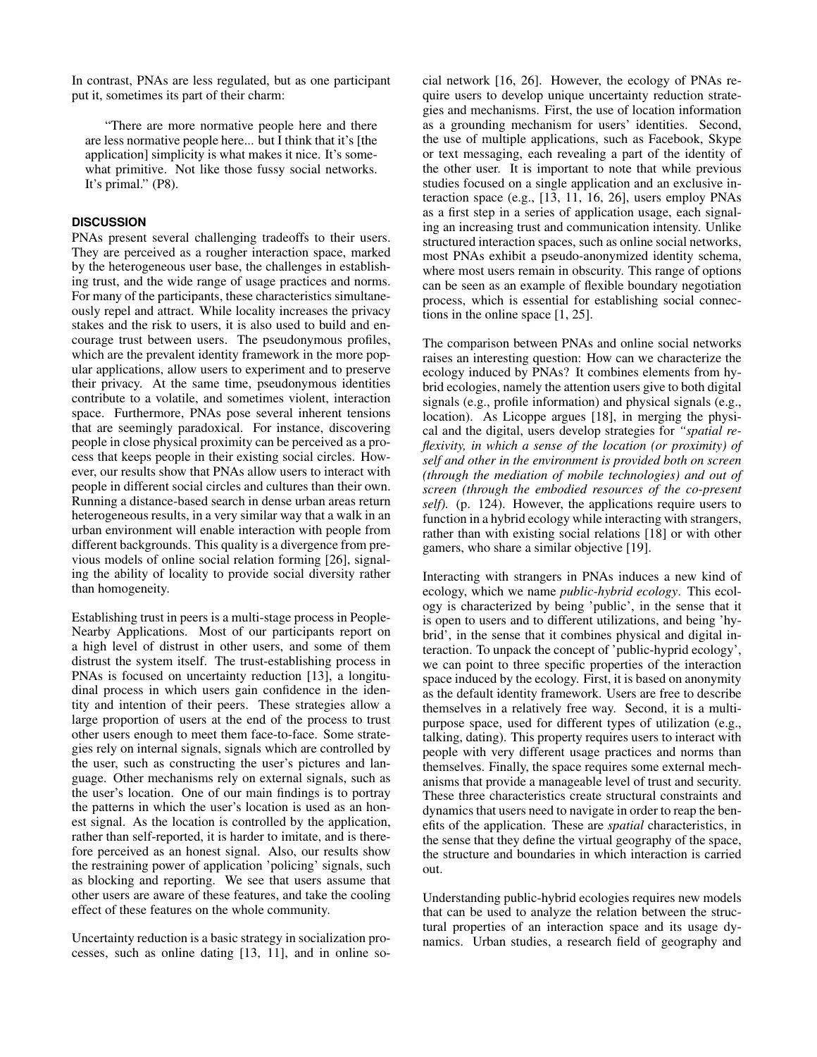In contrast, PNAs are less regulated, but as one participant put it, sometimes its part of their charm:

> "There are more normative people here and there are less normative people here... but I think that it's [the application] simplicity is what makes it nice. It's somewhat primitive. Not like those fussy social networks. It's primal." (P8).

## DISCUSSION

PNAs present several challenging tradeoffs to their users. They are perceived as a rougher interaction space, marked by the heterogeneous user base, the challenges in establishing trust, and the wide range of usage practices and norms. For many of the participants, these characteristics simultaneously repel and attract. While locality increases the privacy stakes and the risk to users, it is also used to build and encourage trust between users. The pseudonymous profiles, which are the prevalent identity framework in the more popular applications, allow users to experiment and to preserve their privacy. At the same time, pseudonymous identities contribute to a volatile, and sometimes violent, interaction space. Furthermore, PNAs pose several inherent tensions that are seemingly paradoxical. For instance, discovering people in close physical proximity can be perceived as a process that keeps people in their existing social circles. However, our results show that PNAs allow users to interact with people in different social circles and cultures than their own. Running a distance-based search in dense urban areas return heterogeneous results, in a very similar way that a walk in an urban environment will enable interaction with people from different backgrounds. This quality is a divergence from previous models of online social relation forming [26], signaling the ability of locality to provide social diversity rather than homogeneity.

Establishing trust in peers is a multi-stage process in People-Nearby Applications. Most of our participants report on a high level of distrust in other users, and some of them distrust the system itself. The trust-establishing process in PNAs is focused on uncertainty reduction [13], a longitudinal process in which users gain confidence in the identity and intention of their peers. These strategies allow a large proportion of users at the end of the process to trust other users enough to meet them face-to-face. Some strategies rely on internal signals, signals which are controlled by the user, such as constructing the user's pictures and language. Other mechanisms rely on external signals, such as the user's location. One of our main findings is to portray the patterns in which the user's location is used as an honest signal. As the location is controlled by the application, rather than self-reported, it is harder to imitate, and is therefore perceived as an honest signal. Also, our results show the restraining power of application 'policing' signals, such as blocking and reporting. We see that users assume that other users are aware of these features, and take the cooling effect of these features on the whole community.

Uncertainty reduction is a basic strategy in socialization processes, such as online dating [13, 11], and in online social network [16, 26]. However, the ecology of PNAs require users to develop unique uncertainty reduction strategies and mechanisms. First, the use of location information as a grounding mechanism for users' identities. Second, the use of multiple applications, such as Facebook, Skype or text messaging, each revealing a part of the identity of the other user. It is important to note that while previous studies focused on a single application and an exclusive interaction space (e.g., [13, 11, 16, 26], users employ PNAs as a first step in a series of application usage, each signaling an increasing trust and communication intensity. Unlike structured interaction spaces, such as online social networks, most PNAs exhibit a pseudo-anonymized identity schema, where most users remain in obscurity. This range of options can be seen as an example of flexible boundary negotiation process, which is essential for establishing social connections in the online space [1, 25].

The comparison between PNAs and online social networks raises an interesting question: How can we characterize the ecology induced by PNAs? It combines elements from hybrid ecologies, namely the attention users give to both digital signals (e.g., profile information) and physical signals (e.g., location). As Licoppe argues [18], in merging the physical and the digital, users develop strategies for *"spatial reflexivity, in which a sense of the location (or proximity) of self and other in the environment is provided both on screen (through the mediation of mobile technologies) and out of screen (through the embodied resources of the co-present self).* (p. 124). However, the applications require users to function in a hybrid ecology while interacting with strangers, rather than with existing social relations [18] or with other gamers, who share a similar objective [19].

Interacting with strangers in PNAs induces a new kind of ecology, which we name *public-hybrid ecology*. This ecology is characterized by being 'public', in the sense that it is open to users and to different utilizations, and being 'hybrid', in the sense that it combines physical and digital interaction. To unpack the concept of 'public-hyprid ecology', we can point to three specific properties of the interaction space induced by the ecology. First, it is based on anonymity as the default identity framework. Users are free to describe themselves in a relatively free way. Second, it is a multi-purpose space, used for different types of utilization (e.g., talking, dating). This property requires users to interact with people with very different usage practices and norms than themselves. Finally, the space requires some external mechanisms that provide a manageable level of trust and security. These three characteristics create structural constraints and dynamics that users need to navigate in order to reap the benefits of the application. These are *spatial* characteristics, in the sense that they define the virtual geography of the space, the structure and boundaries in which interaction is carried out.

Understanding public-hybrid ecologies requires new models that can be used to analyze the relation between the structural properties of an interaction space and its usage dynamics. Urban studies, a research field of geography and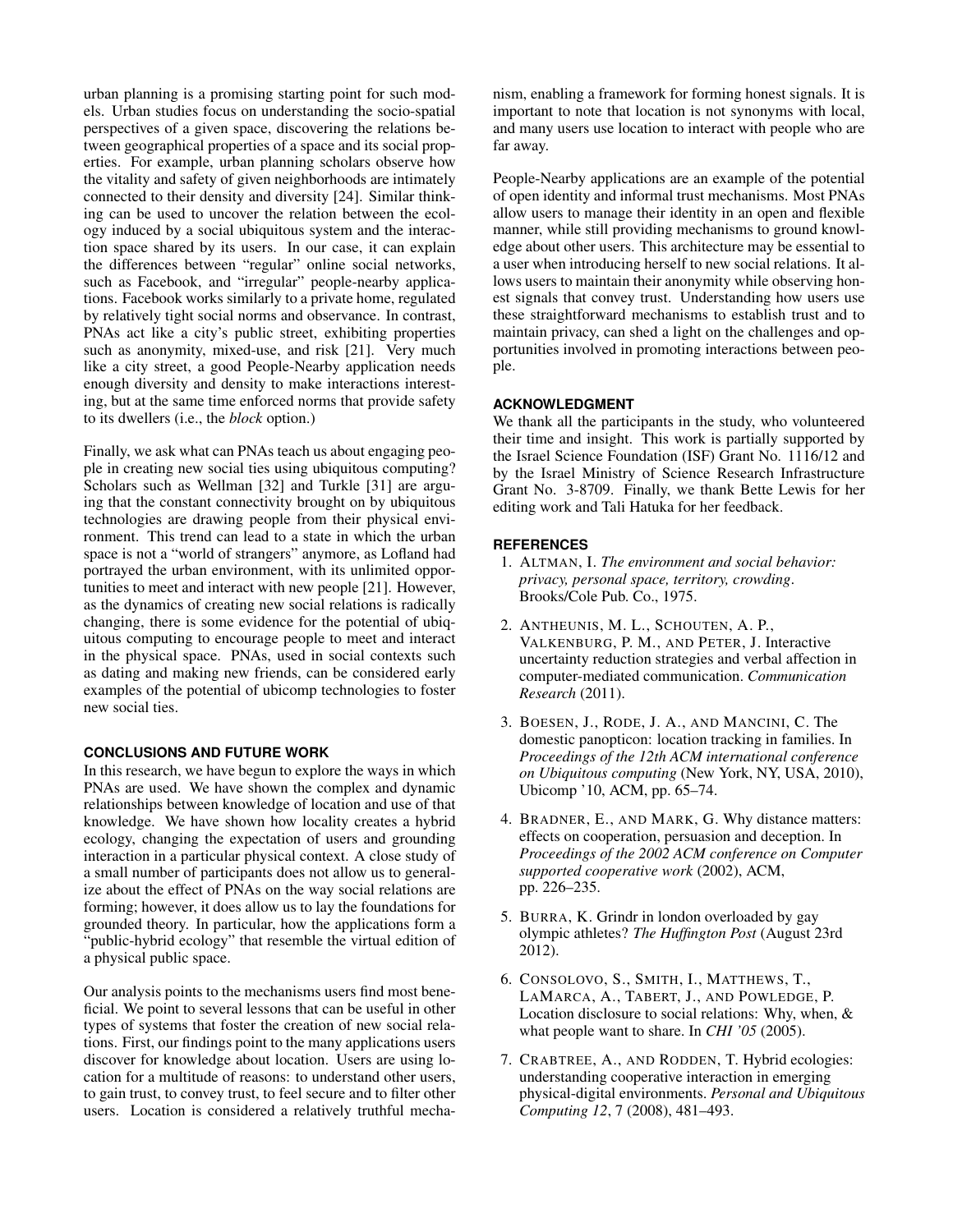urban planning is a promising starting point for such models. Urban studies focus on understanding the socio-spatial perspectives of a given space, discovering the relations between geographical properties of a space and its social properties. For example, urban planning scholars observe how the vitality and safety of given neighborhoods are intimately connected to their density and diversity [24]. Similar thinking can be used to uncover the relation between the ecology induced by a social ubiquitous system and the interaction space shared by its users. In our case, it can explain the differences between "regular" online social networks, such as Facebook, and "irregular" people-nearby applications. Facebook works similarly to a private home, regulated by relatively tight social norms and observance. In contrast, PNAs act like a city's public street, exhibiting properties such as anonymity, mixed-use, and risk [21]. Very much like a city street, a good People-Nearby application needs enough diversity and density to make interactions interesting, but at the same time enforced norms that provide safety to its dwellers (i.e., the *block* option.)

Finally, we ask what can PNAs teach us about engaging people in creating new social ties using ubiquitous computing? Scholars such as Wellman [32] and Turkle [31] are arguing that the constant connectivity brought on by ubiquitous technologies are drawing people from their physical environment. This trend can lead to a state in which the urban space is not a "world of strangers" anymore, as Lofland had portrayed the urban environment, with its unlimited opportunities to meet and interact with new people [21]. However, as the dynamics of creating new social relations is radically changing, there is some evidence for the potential of ubiquitous computing to encourage people to meet and interact in the physical space. PNAs, used in social contexts such as dating and making new friends, can be considered early examples of the potential of ubicomp technologies to foster new social ties.

## CONCLUSIONS AND FUTURE WORK

In this research, we have begun to explore the ways in which PNAs are used. We have shown the complex and dynamic relationships between knowledge of location and use of that knowledge. We have shown how locality creates a hybrid ecology, changing the expectation of users and grounding interaction in a particular physical context. A close study of a small number of participants does not allow us to generalize about the effect of PNAs on the way social relations are forming; however, it does allow us to lay the foundations for grounded theory. In particular, how the applications form a "public-hybrid ecology" that resemble the virtual edition of a physical public space.

Our analysis points to the mechanisms users find most beneficial. We point to several lessons that can be useful in other types of systems that foster the creation of new social relations. First, our findings point to the many applications users discover for knowledge about location. Users are using location for a multitude of reasons: to understand other users, to gain trust, to convey trust, to feel secure and to filter other users. Location is considered a relatively truthful mechanism, enabling a framework for forming honest signals. It is important to note that location is not synonyms with local, and many users use location to interact with people who are far away.

People-Nearby applications are an example of the potential of open identity and informal trust mechanisms. Most PNAs allow users to manage their identity in an open and flexible manner, while still providing mechanisms to ground knowledge about other users. This architecture may be essential to a user when introducing herself to new social relations. It allows users to maintain their anonymity while observing honest signals that convey trust. Understanding how users use these straightforward mechanisms to establish trust and to maintain privacy, can shed a light on the challenges and opportunities involved in promoting interactions between people.

## ACKNOWLEDGMENT

We thank all the participants in the study, who volunteered their time and insight. This work is partially supported by the Israel Science Foundation (ISF) Grant No. 1116/12 and by the Israel Ministry of Science Research Infrastructure Grant No. 3-8709. Finally, we thank Bette Lewis for her editing work and Tali Hatuka for her feedback.

## REFERENCES

1. ALTMAN, I. *The environment and social behavior: privacy, personal space, territory, crowding*. Brooks/Cole Pub. Co., 1975.
2. ANTHEUNIS, M. L., SCHOUTEN, A. P., VALKENBURG, P. M., AND PETER, J. Interactive uncertainty reduction strategies and verbal affection in computer-mediated communication. *Communication Research* (2011).
3. BOESEN, J., RODE, J. A., AND MANCINI, C. The domestic panopticon: location tracking in families. In *Proceedings of the 12th ACM international conference on Ubiquitous computing* (New York, NY, USA, 2010), Ubicomp '10, ACM, pp. 65–74.
4. BRADNER, E., AND MARK, G. Why distance matters: effects on cooperation, persuasion and deception. In *Proceedings of the 2002 ACM conference on Computer supported cooperative work* (2002), ACM, pp. 226–235.
5. BURRA, K. Grindr in london overloaded by gay olympic athletes? *The Huffington Post* (August 23rd 2012).
6. CONSOLOVO, S., SMITH, I., MATTHEWS, T., LAMARCA, A., TABERT, J., AND POWLEDGE, P. Location disclosure to social relations: Why, when, & what people want to share. In *CHI '05* (2005).
7. CRABTREE, A., AND RODDEN, T. Hybrid ecologies: understanding cooperative interaction in emerging physical-digital environments. *Personal and Ubiquitous Computing 12*, 7 (2008), 481–493.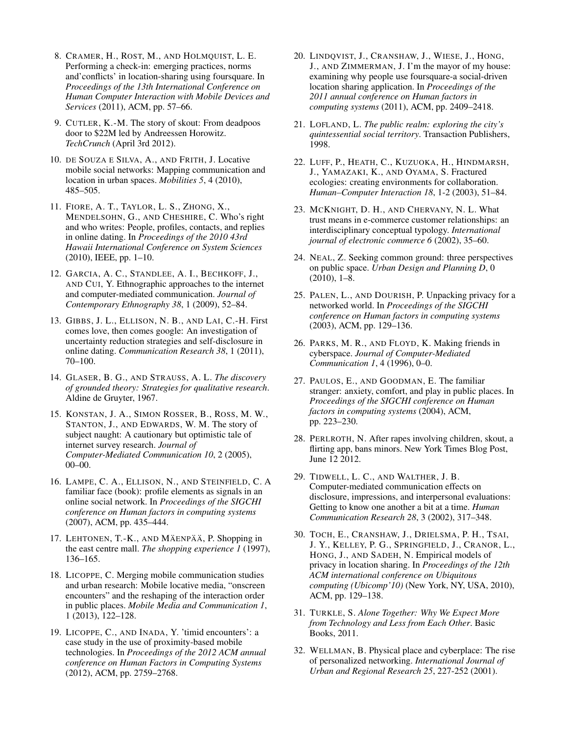8. Cramer, H., Rost, M., and Holmquist, L. E. Performing a check-in: emerging practices, norms and'conflicts' in location-sharing using foursquare. In *Proceedings of the 13th International Conference on Human Computer Interaction with Mobile Devices and Services* (2011), ACM, pp. 57–66.
9. Cutler, K.-M. The story of skout: From deadpoos door to $22M led by Andreessen Horowitz. *TechCrunch* (April 3rd 2012).
10. de Souza e Silva, A., and Frith, J. Locative mobile social networks: Mapping communication and location in urban spaces. *Mobilities 5*, 4 (2010), 485–505.
11. Fiore, A. T., Taylor, L. S., Zhong, X., Mendelsohn, G., and Cheshire, C. Who's right and who writes: People, profiles, contacts, and replies in online dating. In *Proceedings of the 2010 43rd Hawaii International Conference on System Sciences* (2010), IEEE, pp. 1–10.
12. Garcia, A. C., Standlee, A. I., Bechkoff, J., and Cui, Y. Ethnographic approaches to the internet and computer-mediated communication. *Journal of Contemporary Ethnography 38*, 1 (2009), 52–84.
13. Gibbs, J. L., Ellison, N. B., and Lai, C.-H. First comes love, then comes google: An investigation of uncertainty reduction strategies and self-disclosure in online dating. *Communication Research 38*, 1 (2011), 70–100.
14. Glaser, B. G., and Strauss, A. L. *The discovery of grounded theory: Strategies for qualitative research*. Aldine de Gruyter, 1967.
15. Konstan, J. A., Simon Rosser, B., Ross, M. W., Stanton, J., and Edwards, W. M. The story of subject naught: A cautionary but optimistic tale of internet survey research. *Journal of Computer-Mediated Communication 10*, 2 (2005), 00–00.
16. Lampe, C. A., Ellison, N., and Steinfield, C. A familiar face (book): profile elements as signals in an online social network. In *Proceedings of the SIGCHI conference on Human factors in computing systems* (2007), ACM, pp. 435–444.
17. Lehtonen, T.-K., and Mäenpää, P. Shopping in the east centre mall. *The shopping experience 1* (1997), 136–165.
18. Licoppe, C. Merging mobile communication studies and urban research: Mobile locative media, "onscreen encounters" and the reshaping of the interaction order in public places. *Mobile Media and Communication 1*, 1 (2013), 122–128.
19. Licoppe, C., and Inada, Y. 'timid encounters': a case study in the use of proximity-based mobile technologies. In *Proceedings of the 2012 ACM annual conference on Human Factors in Computing Systems* (2012), ACM, pp. 2759–2768.
20. Lindqvist, J., Cranshaw, J., Wiese, J., Hong, J., and Zimmerman, J. I'm the mayor of my house: examining why people use foursquare-a social-driven location sharing application. In *Proceedings of the 2011 annual conference on Human factors in computing systems* (2011), ACM, pp. 2409–2418.
21. Lofland, L. *The public realm: exploring the city's quintessential social territory*. Transaction Publishers, 1998.
22. Luff, P., Heath, C., Kuzuoka, H., Hindmarsh, J., Yamazaki, K., and Oyama, S. Fractured ecologies: creating environments for collaboration. *Human–Computer Interaction 18*, 1-2 (2003), 51–84.
23. McKnight, D. H., and Chervany, N. L. What trust means in e-commerce customer relationships: an interdisciplinary conceptual typology. *International journal of electronic commerce 6* (2002), 35–60.
24. Neal, Z. Seeking common ground: three perspectives on public space. *Urban Design and Planning D*, 0 (2010), 1–8.
25. Palen, L., and Dourish, P. Unpacking privacy for a networked world. In *Proceedings of the SIGCHI conference on Human factors in computing systems* (2003), ACM, pp. 129–136.
26. Parks, M. R., and Floyd, K. Making friends in cyberspace. *Journal of Computer-Mediated Communication 1*, 4 (1996), 0–0.
27. Paulos, E., and Goodman, E. The familiar stranger: anxiety, comfort, and play in public places. In *Proceedings of the SIGCHI conference on Human factors in computing systems* (2004), ACM, pp. 223–230.
28. Perlroth, N. After rapes involving children, skout, a flirting app, bans minors. New York Times Blog Post, June 12 2012.
29. Tidwell, L. C., and Walther, J. B. Computer-mediated communication effects on disclosure, impressions, and interpersonal evaluations: Getting to know one another a bit at a time. *Human Communication Research 28*, 3 (2002), 317–348.
30. Toch, E., Cranshaw, J., Drielsma, P. H., Tsai, J. Y., Kelley, P. G., Springfield, J., Cranor, L., Hong, J., and Sadeh, N. Empirical models of privacy in location sharing. In *Proceedings of the 12th ACM international conference on Ubiquitous computing (Ubicomp'10)* (New York, NY, USA, 2010), ACM, pp. 129–138.
31. Turkle, S. *Alone Together: Why We Expect More from Technology and Less from Each Other*. Basic Books, 2011.
32. Wellman, B. Physical place and cyberplace: The rise of personalized networking. *International Journal of Urban and Regional Research 25*, 227-252 (2001).